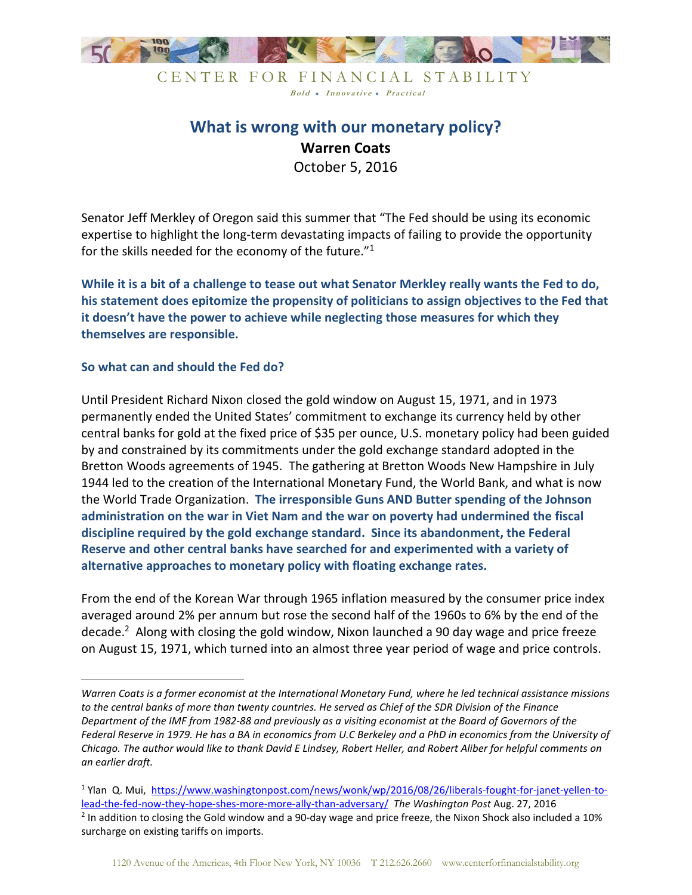CENTER FOR FINANCIAL STABILITY

*Bold • Innovative • Practical*

# What is wrong with our monetary policy?

**Warren Coats**

October 5, 2016

Senator Jeff Merkley of Oregon said this summer that "The Fed should be using its economic expertise to highlight the long-term devastating impacts of failing to provide the opportunity for the skills needed for the economy of the future."[1]

**While it is a bit of a challenge to tease out what Senator Merkley really wants the Fed to do, his statement does epitomize the propensity of politicians to assign objectives to the Fed that it doesn't have the power to achieve while neglecting those measures for which they themselves are responsible.**

**So what can and should the Fed do?**

Until President Richard Nixon closed the gold window on August 15, 1971, and in 1973 permanently ended the United States' commitment to exchange its currency held by other central banks for gold at the fixed price of $35 per ounce, U.S. monetary policy had been guided by and constrained by its commitments under the gold exchange standard adopted in the Bretton Woods agreements of 1945. The gathering at Bretton Woods New Hampshire in July 1944 led to the creation of the International Monetary Fund, the World Bank, and what is now the World Trade Organization. **The irresponsible Guns AND Butter spending of the Johnson administration on the war in Viet Nam and the war on poverty had undermined the fiscal discipline required by the gold exchange standard. Since its abandonment, the Federal Reserve and other central banks have searched for and experimented with a variety of alternative approaches to monetary policy with floating exchange rates.**

From the end of the Korean War through 1965 inflation measured by the consumer price index averaged around 2% per annum but rose the second half of the 1960s to 6% by the end of the decade.[2] Along with closing the gold window, Nixon launched a 90 day wage and price freeze on August 15, 1971, which turned into an almost three year period of wage and price controls.

---

*Warren Coats is a former economist at the International Monetary Fund, where he led technical assistance missions to the central banks of more than twenty countries. He served as Chief of the SDR Division of the Finance Department of the IMF from 1982-88 and previously as a visiting economist at the Board of Governors of the Federal Reserve in 1979. He has a BA in economics from U.C Berkeley and a PhD in economics from the University of Chicago. The author would like to thank David E Lindsey, Robert Heller, and Robert Aliber for helpful comments on an earlier draft.*

[1] Ylan Q. Mui, https://www.washingtonpost.com/news/wonk/wp/2016/08/26/liberals-fought-for-janet-yellen-to-lead-the-fed-now-they-hope-shes-more-more-ally-than-adversary/ *The Washington Post* Aug. 27, 2016

[2] In addition to closing the Gold window and a 90-day wage and price freeze, the Nixon Shock also included a 10% surcharge on existing tariffs on imports.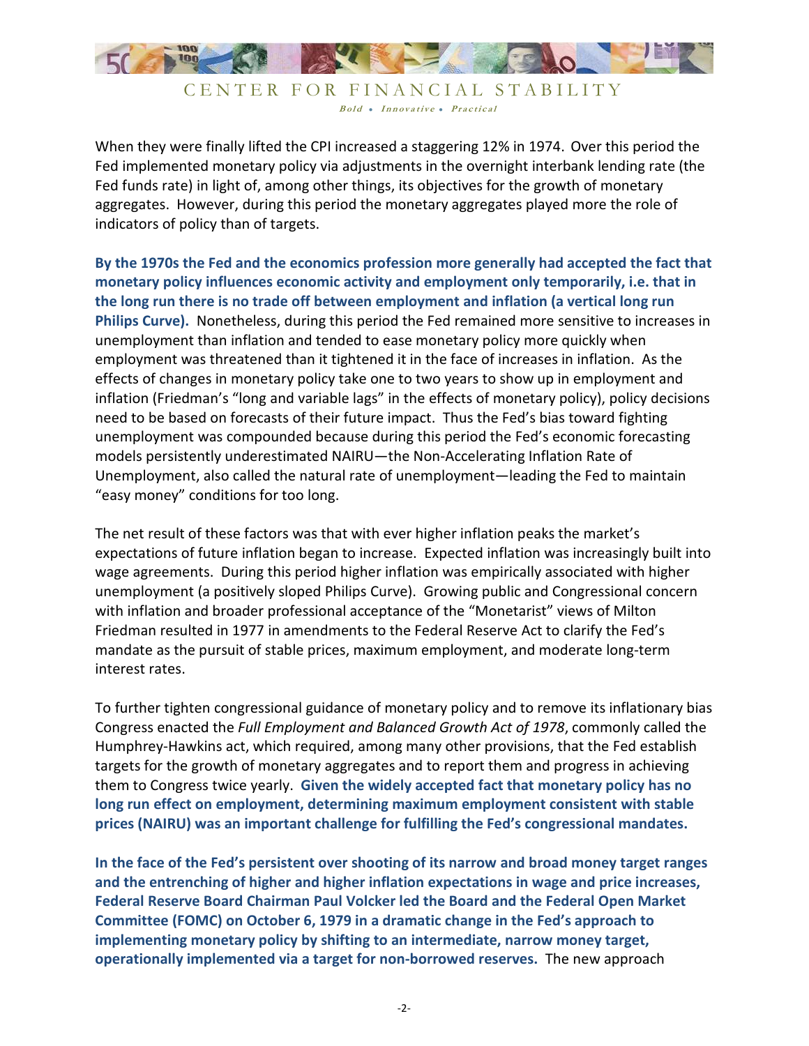When they were finally lifted the CPI increased a staggering 12% in 1974. Over this period the Fed implemented monetary policy via adjustments in the overnight interbank lending rate (the Fed funds rate) in light of, among other things, its objectives for the growth of monetary aggregates. However, during this period the monetary aggregates played more the role of indicators of policy than of targets.

**By the 1970s the Fed and the economics profession more generally had accepted the fact that monetary policy influences economic activity and employment only temporarily, i.e. that in the long run there is no trade off between employment and inflation (a vertical long run Philips Curve).** Nonetheless, during this period the Fed remained more sensitive to increases in unemployment than inflation and tended to ease monetary policy more quickly when employment was threatened than it tightened it in the face of increases in inflation. As the effects of changes in monetary policy take one to two years to show up in employment and inflation (Friedman's "long and variable lags" in the effects of monetary policy), policy decisions need to be based on forecasts of their future impact. Thus the Fed's bias toward fighting unemployment was compounded because during this period the Fed's economic forecasting models persistently underestimated NAIRU—the Non-Accelerating Inflation Rate of Unemployment, also called the natural rate of unemployment—leading the Fed to maintain "easy money" conditions for too long.

The net result of these factors was that with ever higher inflation peaks the market's expectations of future inflation began to increase. Expected inflation was increasingly built into wage agreements. During this period higher inflation was empirically associated with higher unemployment (a positively sloped Philips Curve). Growing public and Congressional concern with inflation and broader professional acceptance of the "Monetarist" views of Milton Friedman resulted in 1977 in amendments to the Federal Reserve Act to clarify the Fed's mandate as the pursuit of stable prices, maximum employment, and moderate long-term interest rates.

To further tighten congressional guidance of monetary policy and to remove its inflationary bias Congress enacted the *Full Employment and Balanced Growth Act of 1978*, commonly called the Humphrey-Hawkins act, which required, among many other provisions, that the Fed establish targets for the growth of monetary aggregates and to report them and progress in achieving them to Congress twice yearly. **Given the widely accepted fact that monetary policy has no long run effect on employment, determining maximum employment consistent with stable prices (NAIRU) was an important challenge for fulfilling the Fed's congressional mandates.**

**In the face of the Fed's persistent over shooting of its narrow and broad money target ranges and the entrenching of higher and higher inflation expectations in wage and price increases, Federal Reserve Board Chairman Paul Volcker led the Board and the Federal Open Market Committee (FOMC) on October 6, 1979 in a dramatic change in the Fed's approach to implementing monetary policy by shifting to an intermediate, narrow money target, operationally implemented via a target for non-borrowed reserves.** The new approach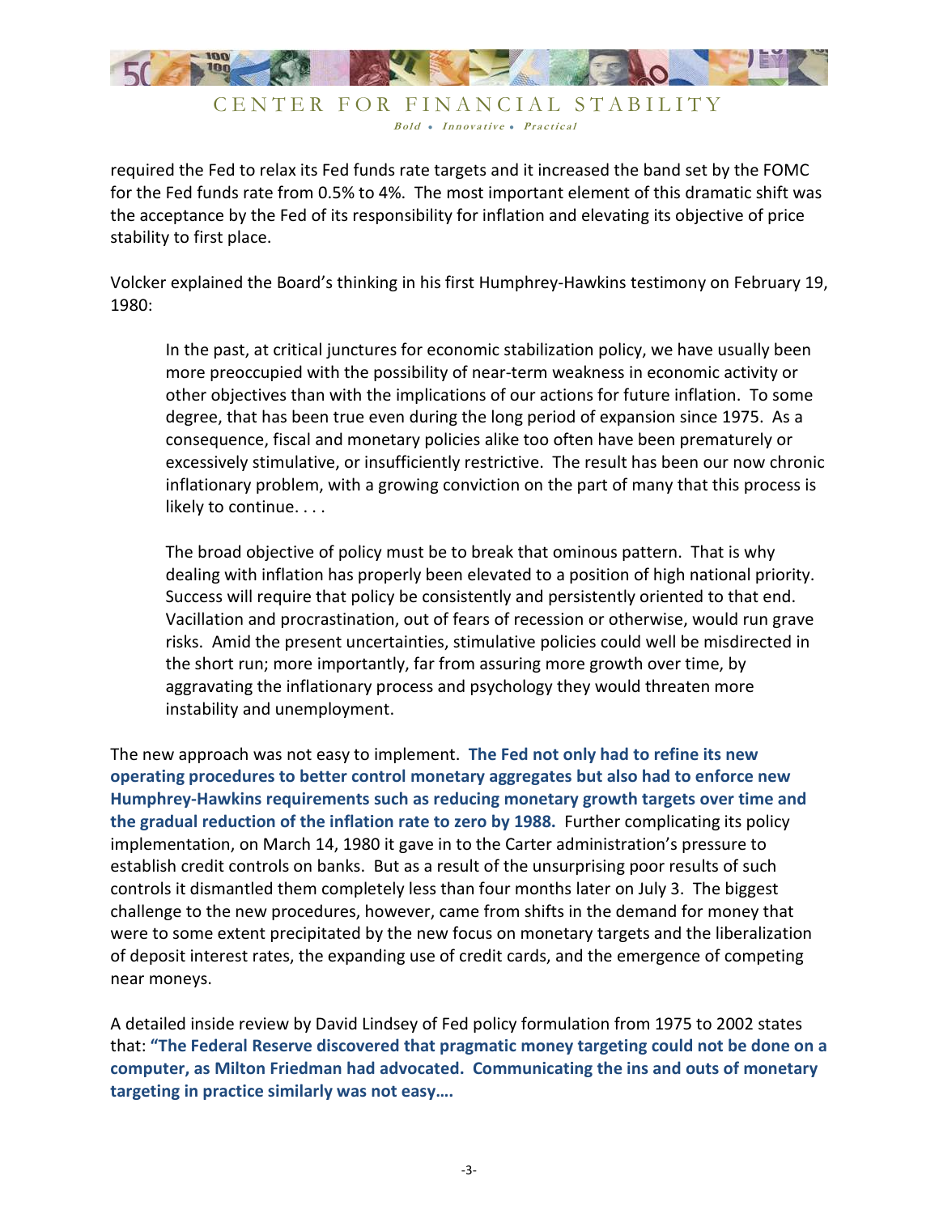required the Fed to relax its Fed funds rate targets and it increased the band set by the FOMC for the Fed funds rate from 0.5% to 4%. The most important element of this dramatic shift was the acceptance by the Fed of its responsibility for inflation and elevating its objective of price stability to first place.

Volcker explained the Board's thinking in his first Humphrey-Hawkins testimony on February 19, 1980:

> In the past, at critical junctures for economic stabilization policy, we have usually been more preoccupied with the possibility of near-term weakness in economic activity or other objectives than with the implications of our actions for future inflation. To some degree, that has been true even during the long period of expansion since 1975. As a consequence, fiscal and monetary policies alike too often have been prematurely or excessively stimulative, or insufficiently restrictive. The result has been our now chronic inflationary problem, with a growing conviction on the part of many that this process is likely to continue. . . .
>
> The broad objective of policy must be to break that ominous pattern. That is why dealing with inflation has properly been elevated to a position of high national priority. Success will require that policy be consistently and persistently oriented to that end. Vacillation and procrastination, out of fears of recession or otherwise, would run grave risks. Amid the present uncertainties, stimulative policies could well be misdirected in the short run; more importantly, far from assuring more growth over time, by aggravating the inflationary process and psychology they would threaten more instability and unemployment.

The new approach was not easy to implement. **The Fed not only had to refine its new operating procedures to better control monetary aggregates but also had to enforce new Humphrey-Hawkins requirements such as reducing monetary growth targets over time and the gradual reduction of the inflation rate to zero by 1988.** Further complicating its policy implementation, on March 14, 1980 it gave in to the Carter administration's pressure to establish credit controls on banks. But as a result of the unsurprising poor results of such controls it dismantled them completely less than four months later on July 3. The biggest challenge to the new procedures, however, came from shifts in the demand for money that were to some extent precipitated by the new focus on monetary targets and the liberalization of deposit interest rates, the expanding use of credit cards, and the emergence of competing near moneys.

A detailed inside review by David Lindsey of Fed policy formulation from 1975 to 2002 states that: **"The Federal Reserve discovered that pragmatic money targeting could not be done on a computer, as Milton Friedman had advocated. Communicating the ins and outs of monetary targeting in practice similarly was not easy….**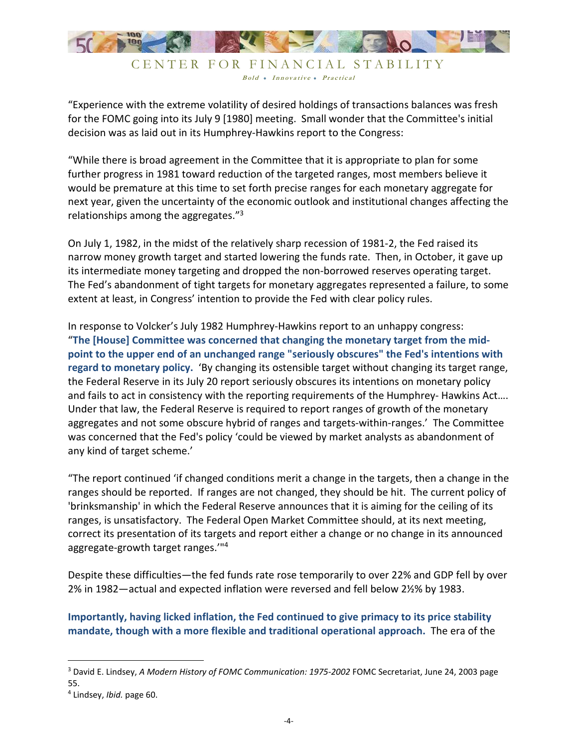"Experience with the extreme volatility of desired holdings of transactions balances was fresh for the FOMC going into its July 9 [1980] meeting. Small wonder that the Committee's initial decision was as laid out in its Humphrey-Hawkins report to the Congress:

"While there is broad agreement in the Committee that it is appropriate to plan for some further progress in 1981 toward reduction of the targeted ranges, most members believe it would be premature at this time to set forth precise ranges for each monetary aggregate for next year, given the uncertainty of the economic outlook and institutional changes affecting the relationships among the aggregates."[3]

On July 1, 1982, in the midst of the relatively sharp recession of 1981-2, the Fed raised its narrow money growth target and started lowering the funds rate. Then, in October, it gave up its intermediate money targeting and dropped the non-borrowed reserves operating target. The Fed's abandonment of tight targets for monetary aggregates represented a failure, to some extent at least, in Congress' intention to provide the Fed with clear policy rules.

In response to Volcker's July 1982 Humphrey-Hawkins report to an unhappy congress: "**The [House] Committee was concerned that changing the monetary target from the mid-point to the upper end of an unchanged range "seriously obscures" the Fed's intentions with regard to monetary policy.** 'By changing its ostensible target without changing its target range, the Federal Reserve in its July 20 report seriously obscures its intentions on monetary policy and fails to act in consistency with the reporting requirements of the Humphrey- Hawkins Act…. Under that law, the Federal Reserve is required to report ranges of growth of the monetary aggregates and not some obscure hybrid of ranges and targets-within-ranges.' The Committee was concerned that the Fed's policy 'could be viewed by market analysts as abandonment of any kind of target scheme.'

"The report continued 'if changed conditions merit a change in the targets, then a change in the ranges should be reported. If ranges are not changed, they should be hit. The current policy of 'brinksmanship' in which the Federal Reserve announces that it is aiming for the ceiling of its ranges, is unsatisfactory. The Federal Open Market Committee should, at its next meeting, correct its presentation of its targets and report either a change or no change in its announced aggregate-growth target ranges.'"[4]

Despite these difficulties—the fed funds rate rose temporarily to over 22% and GDP fell by over 2% in 1982—actual and expected inflation were reversed and fell below 2½% by 1983.

**Importantly, having licked inflation, the Fed continued to give primacy to its price stability mandate, though with a more flexible and traditional operational approach.** The era of the

---

[3] David E. Lindsey, *A Modern History of FOMC Communication: 1975-2002* FOMC Secretariat, June 24, 2003 page 55.

[4] Lindsey, *Ibid.* page 60.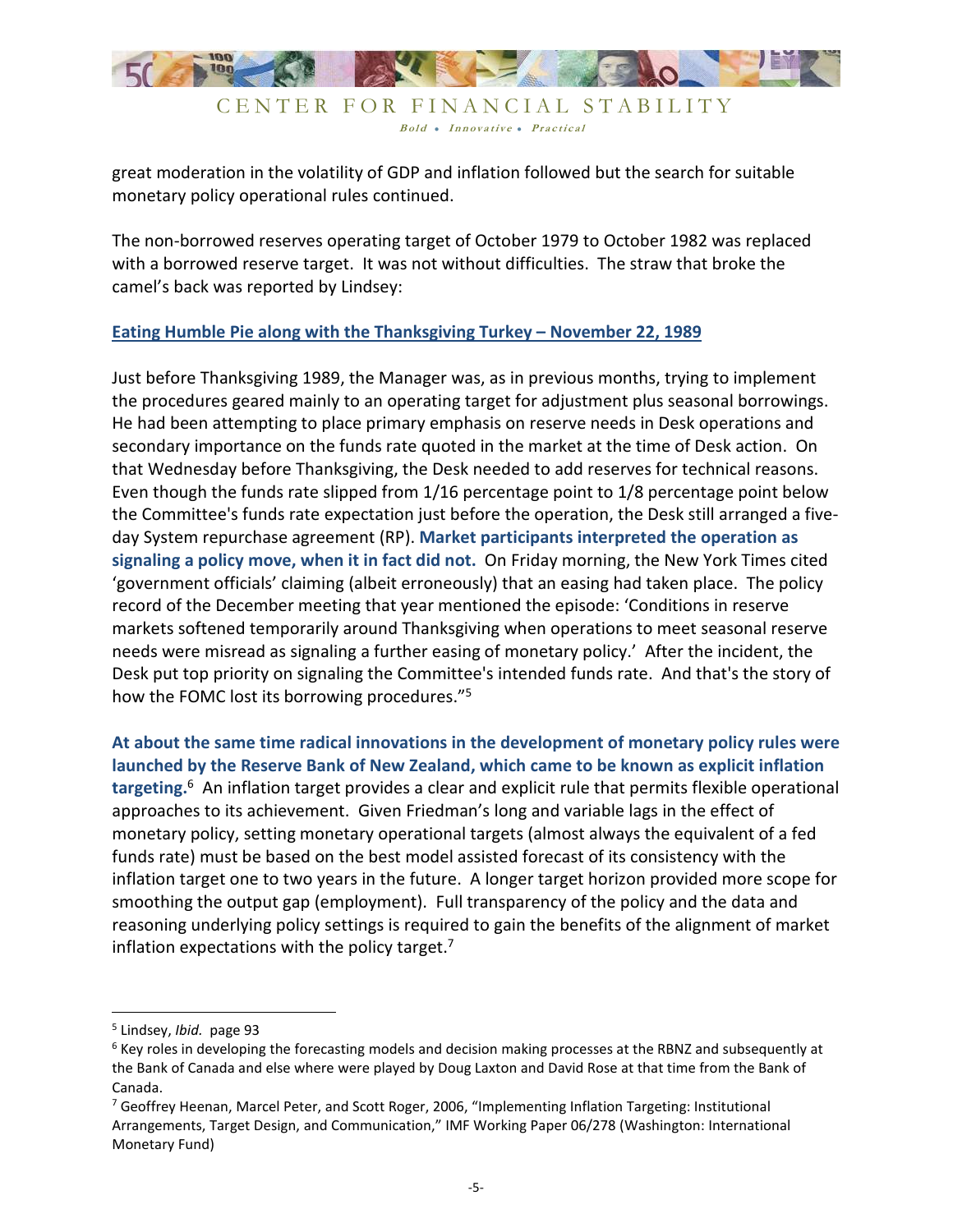great moderation in the volatility of GDP and inflation followed but the search for suitable monetary policy operational rules continued.

The non-borrowed reserves operating target of October 1979 to October 1982 was replaced with a borrowed reserve target. It was not without difficulties. The straw that broke the camel's back was reported by Lindsey:

**Eating Humble Pie along with the Thanksgiving Turkey – November 22, 1989**

Just before Thanksgiving 1989, the Manager was, as in previous months, trying to implement the procedures geared mainly to an operating target for adjustment plus seasonal borrowings. He had been attempting to place primary emphasis on reserve needs in Desk operations and secondary importance on the funds rate quoted in the market at the time of Desk action. On that Wednesday before Thanksgiving, the Desk needed to add reserves for technical reasons. Even though the funds rate slipped from 1/16 percentage point to 1/8 percentage point below the Committee's funds rate expectation just before the operation, the Desk still arranged a five-day System repurchase agreement (RP). **Market participants interpreted the operation as signaling a policy move, when it in fact did not.** On Friday morning, the New York Times cited 'government officials' claiming (albeit erroneously) that an easing had taken place. The policy record of the December meeting that year mentioned the episode: 'Conditions in reserve markets softened temporarily around Thanksgiving when operations to meet seasonal reserve needs were misread as signaling a further easing of monetary policy.' After the incident, the Desk put top priority on signaling the Committee's intended funds rate. And that's the story of how the FOMC lost its borrowing procedures."[5]

**At about the same time radical innovations in the development of monetary policy rules were launched by the Reserve Bank of New Zealand, which came to be known as explicit inflation targeting.**[6] An inflation target provides a clear and explicit rule that permits flexible operational approaches to its achievement. Given Friedman's long and variable lags in the effect of monetary policy, setting monetary operational targets (almost always the equivalent of a fed funds rate) must be based on the best model assisted forecast of its consistency with the inflation target one to two years in the future. A longer target horizon provided more scope for smoothing the output gap (employment). Full transparency of the policy and the data and reasoning underlying policy settings is required to gain the benefits of the alignment of market inflation expectations with the policy target.[7]

---

[5] Lindsey, *Ibid.* page 93

[6] Key roles in developing the forecasting models and decision making processes at the RBNZ and subsequently at the Bank of Canada and else where were played by Doug Laxton and David Rose at that time from the Bank of Canada.

[7] Geoffrey Heenan, Marcel Peter, and Scott Roger, 2006, "Implementing Inflation Targeting: Institutional Arrangements, Target Design, and Communication," IMF Working Paper 06/278 (Washington: International Monetary Fund)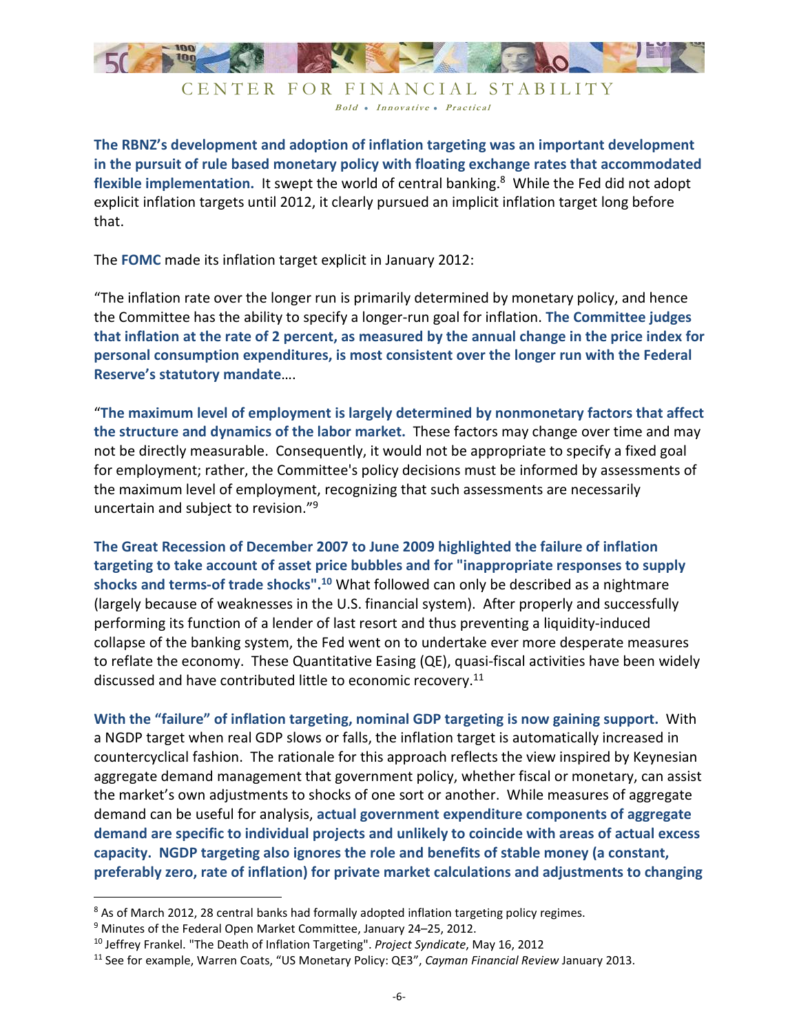**The RBNZ's development and adoption of inflation targeting was an important development in the pursuit of rule based monetary policy with floating exchange rates that accommodated flexible implementation.** It swept the world of central banking.[8] While the Fed did not adopt explicit inflation targets until 2012, it clearly pursued an implicit inflation target long before that.

The **FOMC** made its inflation target explicit in January 2012:

"The inflation rate over the longer run is primarily determined by monetary policy, and hence the Committee has the ability to specify a longer-run goal for inflation. **The Committee judges that inflation at the rate of 2 percent, as measured by the annual change in the price index for personal consumption expenditures, is most consistent over the longer run with the Federal Reserve's statutory mandate**….

"**The maximum level of employment is largely determined by nonmonetary factors that affect the structure and dynamics of the labor market.** These factors may change over time and may not be directly measurable. Consequently, it would not be appropriate to specify a fixed goal for employment; rather, the Committee's policy decisions must be informed by assessments of the maximum level of employment, recognizing that such assessments are necessarily uncertain and subject to revision."[9]

**The Great Recession of December 2007 to June 2009 highlighted the failure of inflation targeting to take account of asset price bubbles and for "inappropriate responses to supply shocks and terms-of trade shocks".[10]** What followed can only be described as a nightmare (largely because of weaknesses in the U.S. financial system). After properly and successfully performing its function of a lender of last resort and thus preventing a liquidity-induced collapse of the banking system, the Fed went on to undertake ever more desperate measures to reflate the economy. These Quantitative Easing (QE), quasi-fiscal activities have been widely discussed and have contributed little to economic recovery.[11]

**With the "failure" of inflation targeting, nominal GDP targeting is now gaining support.** With a NGDP target when real GDP slows or falls, the inflation target is automatically increased in countercyclical fashion. The rationale for this approach reflects the view inspired by Keynesian aggregate demand management that government policy, whether fiscal or monetary, can assist the market's own adjustments to shocks of one sort or another. While measures of aggregate demand can be useful for analysis, **actual government expenditure components of aggregate demand are specific to individual projects and unlikely to coincide with areas of actual excess capacity. NGDP targeting also ignores the role and benefits of stable money (a constant, preferably zero, rate of inflation) for private market calculations and adjustments to changing**

---

[8] As of March 2012, 28 central banks had formally adopted inflation targeting policy regimes.

[9] Minutes of the Federal Open Market Committee, January 24–25, 2012.

[10] Jeffrey Frankel. "The Death of Inflation Targeting". *Project Syndicate*, May 16, 2012

[11] See for example, Warren Coats, "US Monetary Policy: QE3", *Cayman Financial Review* January 2013.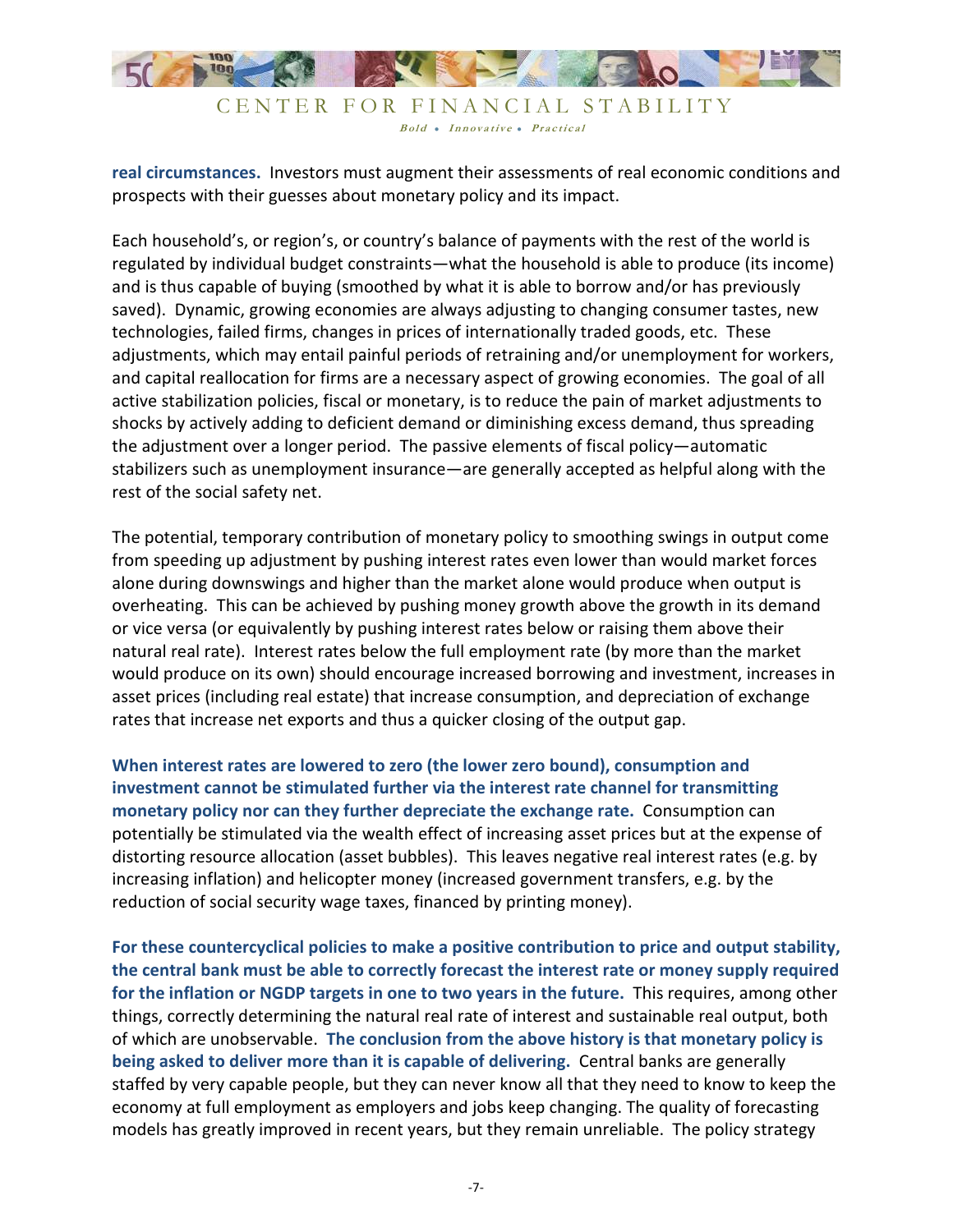**real circumstances.** Investors must augment their assessments of real economic conditions and prospects with their guesses about monetary policy and its impact.

Each household's, or region's, or country's balance of payments with the rest of the world is regulated by individual budget constraints—what the household is able to produce (its income) and is thus capable of buying (smoothed by what it is able to borrow and/or has previously saved). Dynamic, growing economies are always adjusting to changing consumer tastes, new technologies, failed firms, changes in prices of internationally traded goods, etc. These adjustments, which may entail painful periods of retraining and/or unemployment for workers, and capital reallocation for firms are a necessary aspect of growing economies. The goal of all active stabilization policies, fiscal or monetary, is to reduce the pain of market adjustments to shocks by actively adding to deficient demand or diminishing excess demand, thus spreading the adjustment over a longer period. The passive elements of fiscal policy—automatic stabilizers such as unemployment insurance—are generally accepted as helpful along with the rest of the social safety net.

The potential, temporary contribution of monetary policy to smoothing swings in output come from speeding up adjustment by pushing interest rates even lower than would market forces alone during downswings and higher than the market alone would produce when output is overheating. This can be achieved by pushing money growth above the growth in its demand or vice versa (or equivalently by pushing interest rates below or raising them above their natural real rate). Interest rates below the full employment rate (by more than the market would produce on its own) should encourage increased borrowing and investment, increases in asset prices (including real estate) that increase consumption, and depreciation of exchange rates that increase net exports and thus a quicker closing of the output gap.

**When interest rates are lowered to zero (the lower zero bound), consumption and investment cannot be stimulated further via the interest rate channel for transmitting monetary policy nor can they further depreciate the exchange rate.** Consumption can potentially be stimulated via the wealth effect of increasing asset prices but at the expense of distorting resource allocation (asset bubbles). This leaves negative real interest rates (e.g. by increasing inflation) and helicopter money (increased government transfers, e.g. by the reduction of social security wage taxes, financed by printing money).

**For these countercyclical policies to make a positive contribution to price and output stability, the central bank must be able to correctly forecast the interest rate or money supply required for the inflation or NGDP targets in one to two years in the future.** This requires, among other things, correctly determining the natural real rate of interest and sustainable real output, both of which are unobservable. **The conclusion from the above history is that monetary policy is being asked to deliver more than it is capable of delivering.** Central banks are generally staffed by very capable people, but they can never know all that they need to know to keep the economy at full employment as employers and jobs keep changing. The quality of forecasting models has greatly improved in recent years, but they remain unreliable. The policy strategy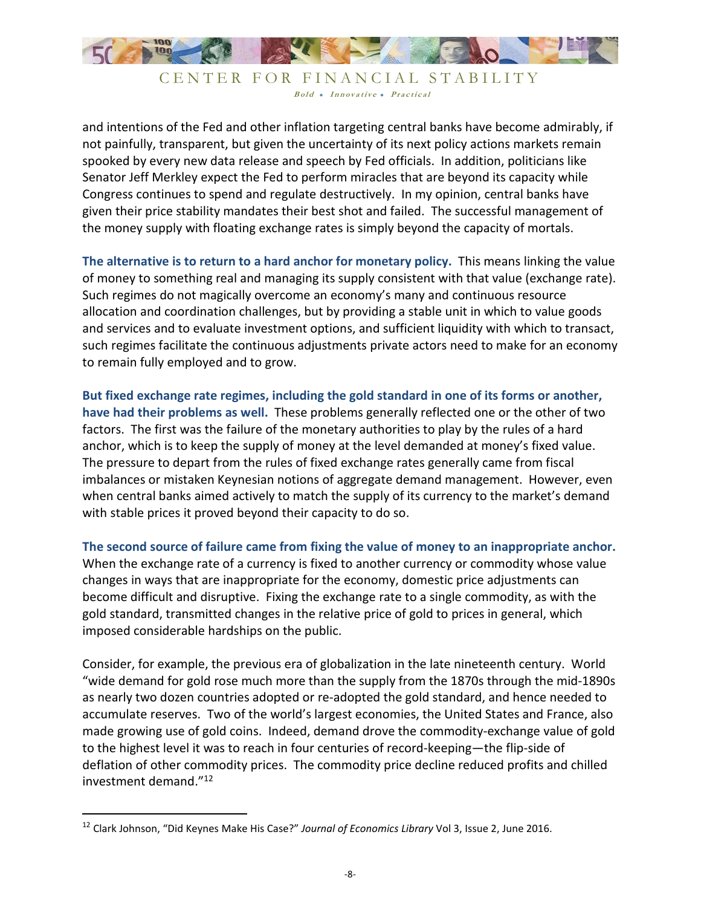and intentions of the Fed and other inflation targeting central banks have become admirably, if not painfully, transparent, but given the uncertainty of its next policy actions markets remain spooked by every new data release and speech by Fed officials. In addition, politicians like Senator Jeff Merkley expect the Fed to perform miracles that are beyond its capacity while Congress continues to spend and regulate destructively. In my opinion, central banks have given their price stability mandates their best shot and failed. The successful management of the money supply with floating exchange rates is simply beyond the capacity of mortals.

**The alternative is to return to a hard anchor for monetary policy.** This means linking the value of money to something real and managing its supply consistent with that value (exchange rate). Such regimes do not magically overcome an economy's many and continuous resource allocation and coordination challenges, but by providing a stable unit in which to value goods and services and to evaluate investment options, and sufficient liquidity with which to transact, such regimes facilitate the continuous adjustments private actors need to make for an economy to remain fully employed and to grow.

**But fixed exchange rate regimes, including the gold standard in one of its forms or another, have had their problems as well.** These problems generally reflected one or the other of two factors. The first was the failure of the monetary authorities to play by the rules of a hard anchor, which is to keep the supply of money at the level demanded at money's fixed value. The pressure to depart from the rules of fixed exchange rates generally came from fiscal imbalances or mistaken Keynesian notions of aggregate demand management. However, even when central banks aimed actively to match the supply of its currency to the market's demand with stable prices it proved beyond their capacity to do so.

**The second source of failure came from fixing the value of money to an inappropriate anchor.** When the exchange rate of a currency is fixed to another currency or commodity whose value changes in ways that are inappropriate for the economy, domestic price adjustments can become difficult and disruptive. Fixing the exchange rate to a single commodity, as with the gold standard, transmitted changes in the relative price of gold to prices in general, which imposed considerable hardships on the public.

Consider, for example, the previous era of globalization in the late nineteenth century. World "wide demand for gold rose much more than the supply from the 1870s through the mid-1890s as nearly two dozen countries adopted or re-adopted the gold standard, and hence needed to accumulate reserves. Two of the world's largest economies, the United States and France, also made growing use of gold coins. Indeed, demand drove the commodity-exchange value of gold to the highest level it was to reach in four centuries of record-keeping—the flip-side of deflation of other commodity prices. The commodity price decline reduced profits and chilled investment demand."[12]

---

[12] Clark Johnson, "Did Keynes Make His Case?" *Journal of Economics Library* Vol 3, Issue 2, June 2016.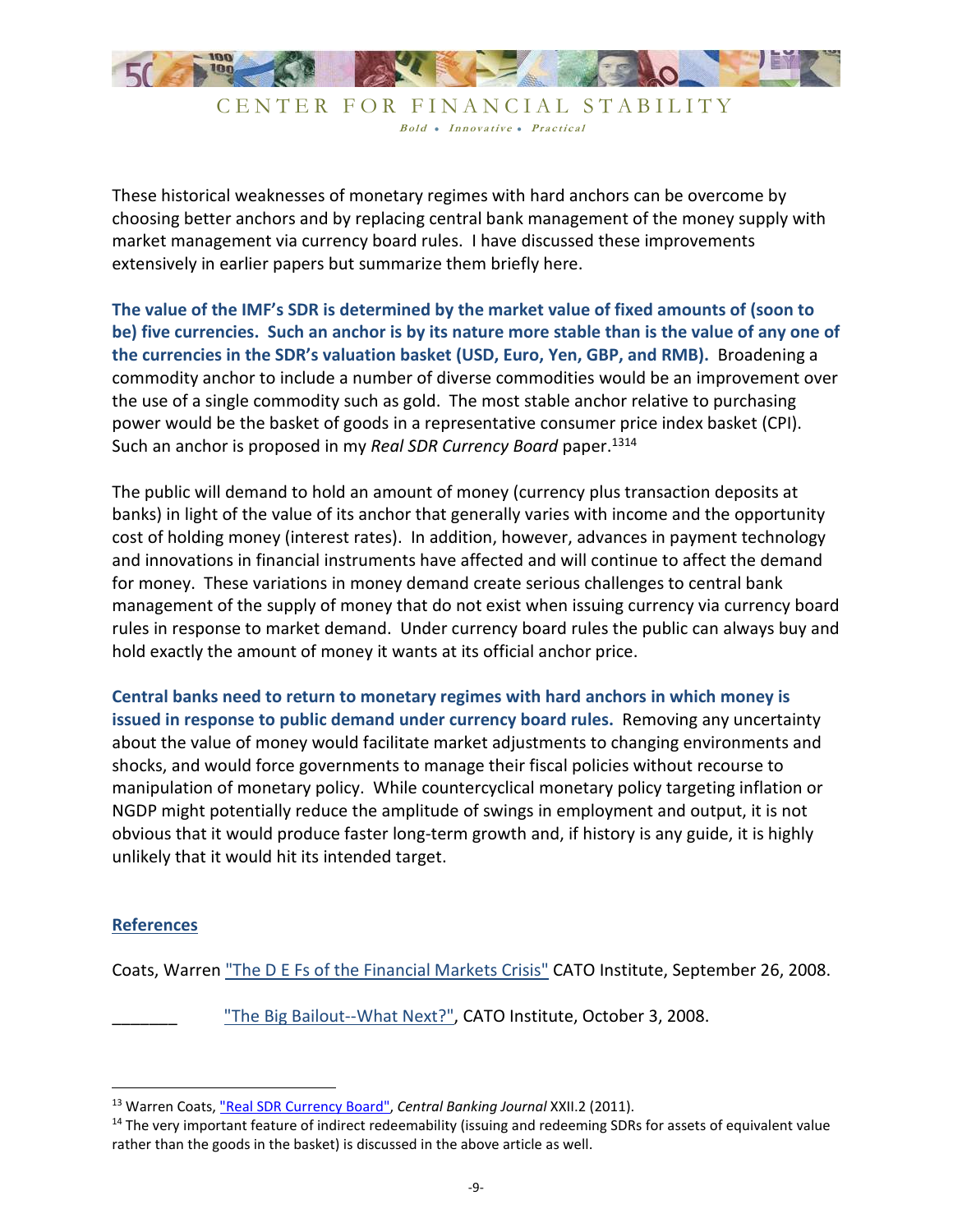These historical weaknesses of monetary regimes with hard anchors can be overcome by choosing better anchors and by replacing central bank management of the money supply with market management via currency board rules. I have discussed these improvements extensively in earlier papers but summarize them briefly here.

**The value of the IMF's SDR is determined by the market value of fixed amounts of (soon to be) five currencies. Such an anchor is by its nature more stable than is the value of any one of the currencies in the SDR's valuation basket (USD, Euro, Yen, GBP, and RMB).** Broadening a commodity anchor to include a number of diverse commodities would be an improvement over the use of a single commodity such as gold. The most stable anchor relative to purchasing power would be the basket of goods in a representative consumer price index basket (CPI). Such an anchor is proposed in my *Real SDR Currency Board* paper.[13][14]

The public will demand to hold an amount of money (currency plus transaction deposits at banks) in light of the value of its anchor that generally varies with income and the opportunity cost of holding money (interest rates). In addition, however, advances in payment technology and innovations in financial instruments have affected and will continue to affect the demand for money. These variations in money demand create serious challenges to central bank management of the supply of money that do not exist when issuing currency via currency board rules in response to market demand. Under currency board rules the public can always buy and hold exactly the amount of money it wants at its official anchor price.

**Central banks need to return to monetary regimes with hard anchors in which money is issued in response to public demand under currency board rules.** Removing any uncertainty about the value of money would facilitate market adjustments to changing environments and shocks, and would force governments to manage their fiscal policies without recourse to manipulation of monetary policy. While countercyclical monetary policy targeting inflation or NGDP might potentially reduce the amplitude of swings in employment and output, it is not obvious that it would produce faster long-term growth and, if history is any guide, it is highly unlikely that it would hit its intended target.

## References

Coats, Warren "The D E Fs of the Financial Markets Crisis" CATO Institute, September 26, 2008.

_______ "The Big Bailout--What Next?", CATO Institute, October 3, 2008.

---

[13] Warren Coats, "Real SDR Currency Board", *Central Banking Journal* XXII.2 (2011).

[14] The very important feature of indirect redeemability (issuing and redeeming SDRs for assets of equivalent value rather than the goods in the basket) is discussed in the above article as well.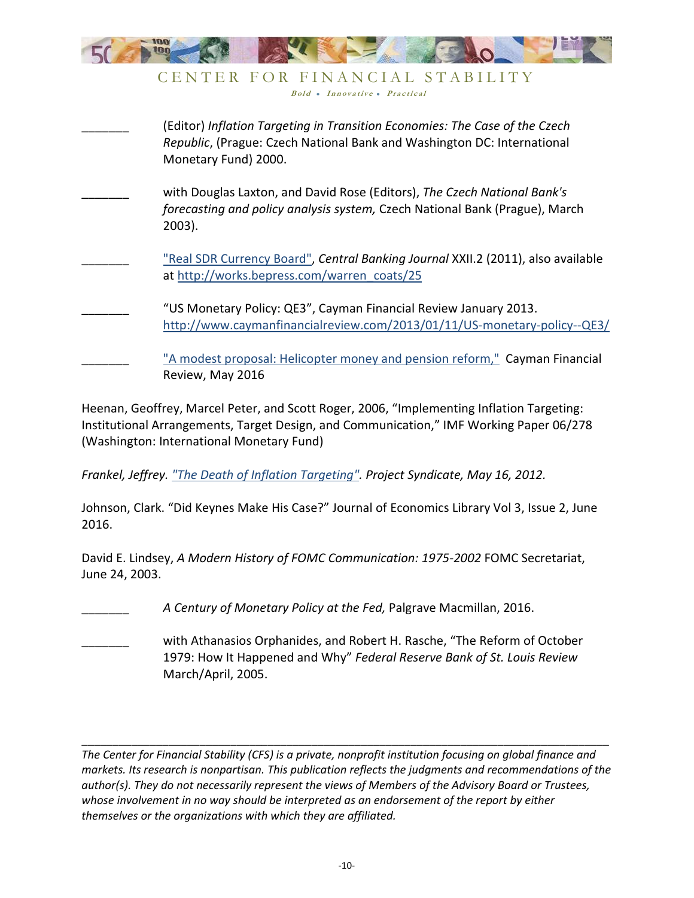_______ (Editor) *Inflation Targeting in Transition Economies: The Case of the Czech Republic*, (Prague: Czech National Bank and Washington DC: International Monetary Fund) 2000.

_______ with Douglas Laxton, and David Rose (Editors), *The Czech National Bank's forecasting and policy analysis system,* Czech National Bank (Prague), March 2003).

_______ "Real SDR Currency Board", *Central Banking Journal* XXII.2 (2011), also available at http://works.bepress.com/warren_coats/25

_______ "US Monetary Policy: QE3", Cayman Financial Review January 2013. http://www.caymanfinancialreview.com/2013/01/11/US-monetary-policy--QE3/

_______ "A modest proposal: Helicopter money and pension reform," Cayman Financial Review, May 2016

Heenan, Geoffrey, Marcel Peter, and Scott Roger, 2006, "Implementing Inflation Targeting: Institutional Arrangements, Target Design, and Communication," IMF Working Paper 06/278 (Washington: International Monetary Fund)

*Frankel, Jeffrey. "The Death of Inflation Targeting". Project Syndicate, May 16, 2012.*

Johnson, Clark. "Did Keynes Make His Case?" Journal of Economics Library Vol 3, Issue 2, June 2016.

David E. Lindsey, *A Modern History of FOMC Communication: 1975-2002* FOMC Secretariat, June 24, 2003.

_______ *A Century of Monetary Policy at the Fed,* Palgrave Macmillan, 2016.

_______ with Athanasios Orphanides, and Robert H. Rasche, "The Reform of October 1979: How It Happened and Why" *Federal Reserve Bank of St. Louis Review* March/April, 2005.

---

*The Center for Financial Stability (CFS) is a private, nonprofit institution focusing on global finance and markets. Its research is nonpartisan. This publication reflects the judgments and recommendations of the author(s). They do not necessarily represent the views of Members of the Advisory Board or Trustees, whose involvement in no way should be interpreted as an endorsement of the report by either themselves or the organizations with which they are affiliated.*